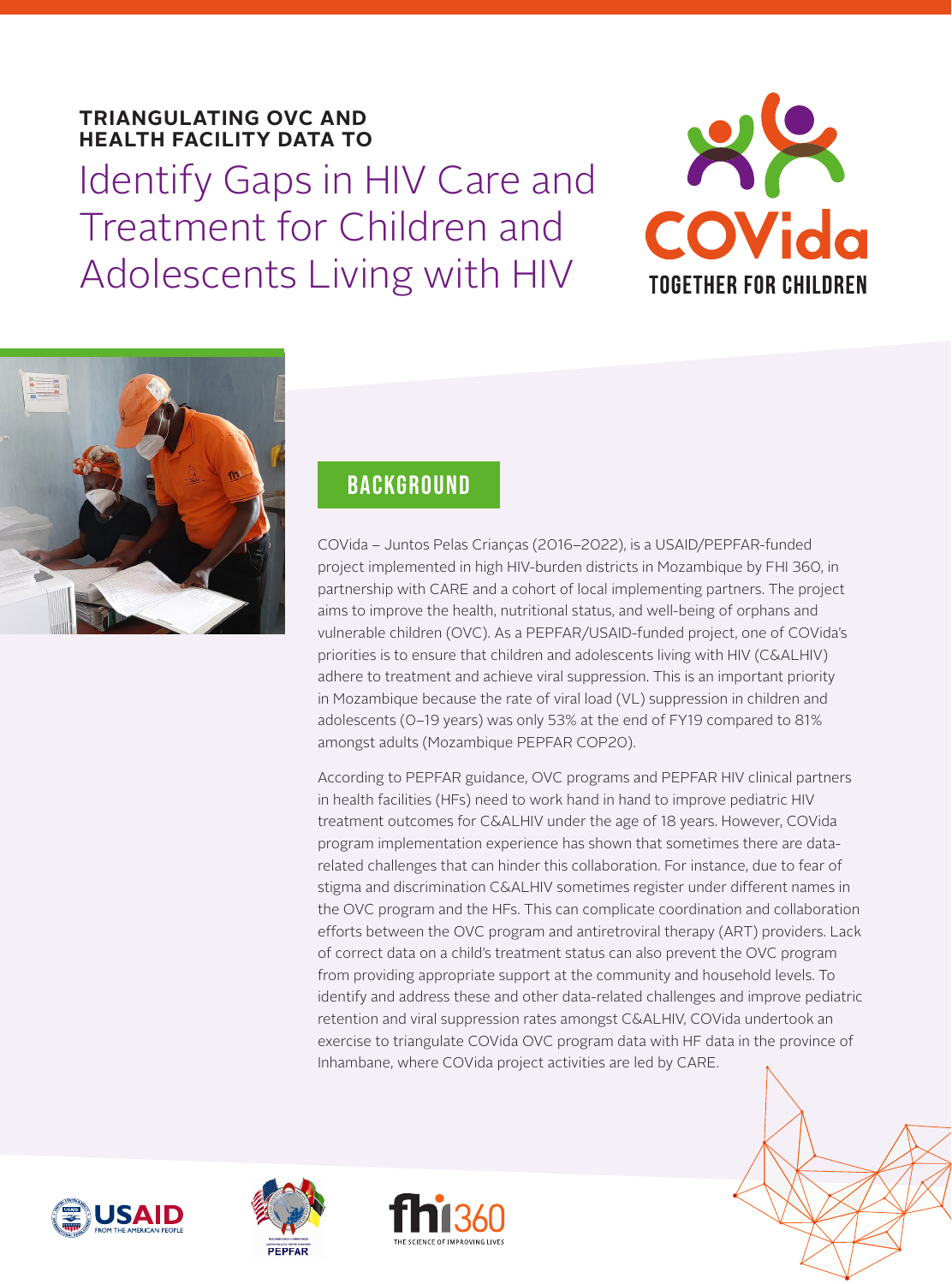**TRIANGULATING OVC AND HEALTH FACILITY DATA TO**

# Identify Gaps in HIV Care and Treatment for Children and Adolescents Living with HIV

COVida
TOGETHER FOR CHILDREN

## BACKGROUND

COVida – Juntos Pelas Crianças (2016–2022), is a USAID/PEPFAR-funded project implemented in high HIV-burden districts in Mozambique by FHI 360, in partnership with CARE and a cohort of local implementing partners. The project aims to improve the health, nutritional status, and well-being of orphans and vulnerable children (OVC). As a PEPFAR/USAID-funded project, one of COVida's priorities is to ensure that children and adolescents living with HIV (C&ALHIV) adhere to treatment and achieve viral suppression. This is an important priority in Mozambique because the rate of viral load (VL) suppression in children and adolescents (0–19 years) was only 53% at the end of FY19 compared to 81% amongst adults (Mozambique PEPFAR COP20).

According to PEPFAR guidance, OVC programs and PEPFAR HIV clinical partners in health facilities (HFs) need to work hand in hand to improve pediatric HIV treatment outcomes for C&ALHIV under the age of 18 years. However, COVida program implementation experience has shown that sometimes there are data-related challenges that can hinder this collaboration. For instance, due to fear of stigma and discrimination C&ALHIV sometimes register under different names in the OVC program and the HFs. This can complicate coordination and collaboration efforts between the OVC program and antiretroviral therapy (ART) providers. Lack of correct data on a child's treatment status can also prevent the OVC program from providing appropriate support at the community and household levels. To identify and address these and other data-related challenges and improve pediatric retention and viral suppression rates amongst C&ALHIV, COVida undertook an exercise to triangulate COVida OVC program data with HF data in the province of Inhambane, where COVida project activities are led by CARE.

USAID FROM THE AMERICAN PEOPLE

PEPFAR

fhi360 THE SCIENCE OF IMPROVING LIVES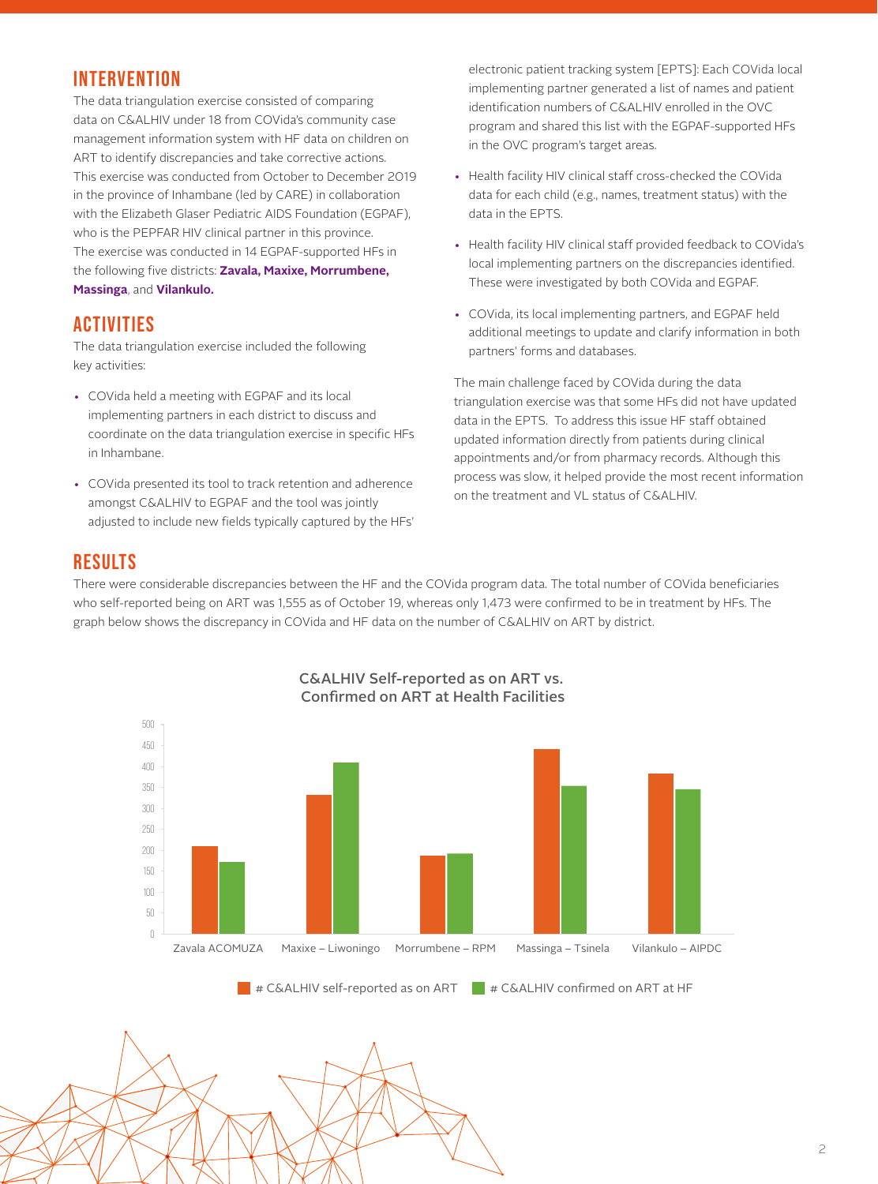## INTERVENTION

The data triangulation exercise consisted of comparing data on C&ALHIV under 18 from COVida's community case management information system with HF data on children on ART to identify discrepancies and take corrective actions. This exercise was conducted from October to December 2019 in the province of Inhambane (led by CARE) in collaboration with the Elizabeth Glaser Pediatric AIDS Foundation (EGPAF), who is the PEPFAR HIV clinical partner in this province. The exercise was conducted **in 14 EGPAF-supported HFs** in the following five districts: **Zavala, Maxixe, Morrumbene, Massinga**, and **Vilankulo.**

## ACTIVITIES

The data triangulation exercise included the following key activities:

- COVida held a meeting with EGPAF and its local implementing partners in each district to discuss and coordinate on the data triangulation exercise in specific HFs in Inhambane.
- COVida presented its tool to track retention and adherence amongst C&ALHIV to EGPAF and the tool was jointly adjusted to include new fields typically captured by the HFs' electronic patient tracking system [EPTS]: Each COVida local implementing partner generated a list of names and patient identification numbers of C&ALHIV enrolled in the OVC program and shared this list with the EGPAF-supported HFs in the OVC program's target areas.
- Health facility HIV clinical staff cross-checked the COVida data for each child (e.g., names, treatment status) with the data in the EPTS.
- Health facility HIV clinical staff provided feedback to COVida's local implementing partners on the discrepancies identified. These were investigated by both COVida and EGPAF.
- COVida, its local implementing partners, and EGPAF held additional meetings to update and clarify information in both partners' forms and databases.

The main challenge faced by COVida during the data triangulation exercise was that some HFs did not have updated data in the EPTS. To address this issue HF staff obtained updated information directly from patients during clinical appointments and/or from pharmacy records. Although this process was slow, it helped provide the most recent information on the treatment and VL status of C&ALHIV.

## RESULTS

There were considerable discrepancies between the HF and the COVida program data. The total number of COVida beneficiaries who self-reported being on ART was 1,555 as of October 19, whereas only 1,473 were confirmed to be in treatment by HFs. The graph below shows the discrepancy in COVida and HF data on the number of C&ALHIV on ART by district.

**C&ALHIV Self-reported as on ART vs. Confirmed on ART at Health Facilities**

| District | # C&ALHIV self-reported as on ART | # C&ALHIV confirmed on ART at HF |
|---|---|---|
| Zavala ACOMUZA | ~210 | ~172 |
| Maxixe – Liwoningo | ~333 | ~410 |
| Morrumbene – RPM | ~187 | ~192 |
| Massinga – Tsinela | ~442 | ~354 |
| Vilankulo – AIPDC | ~384 | ~346 |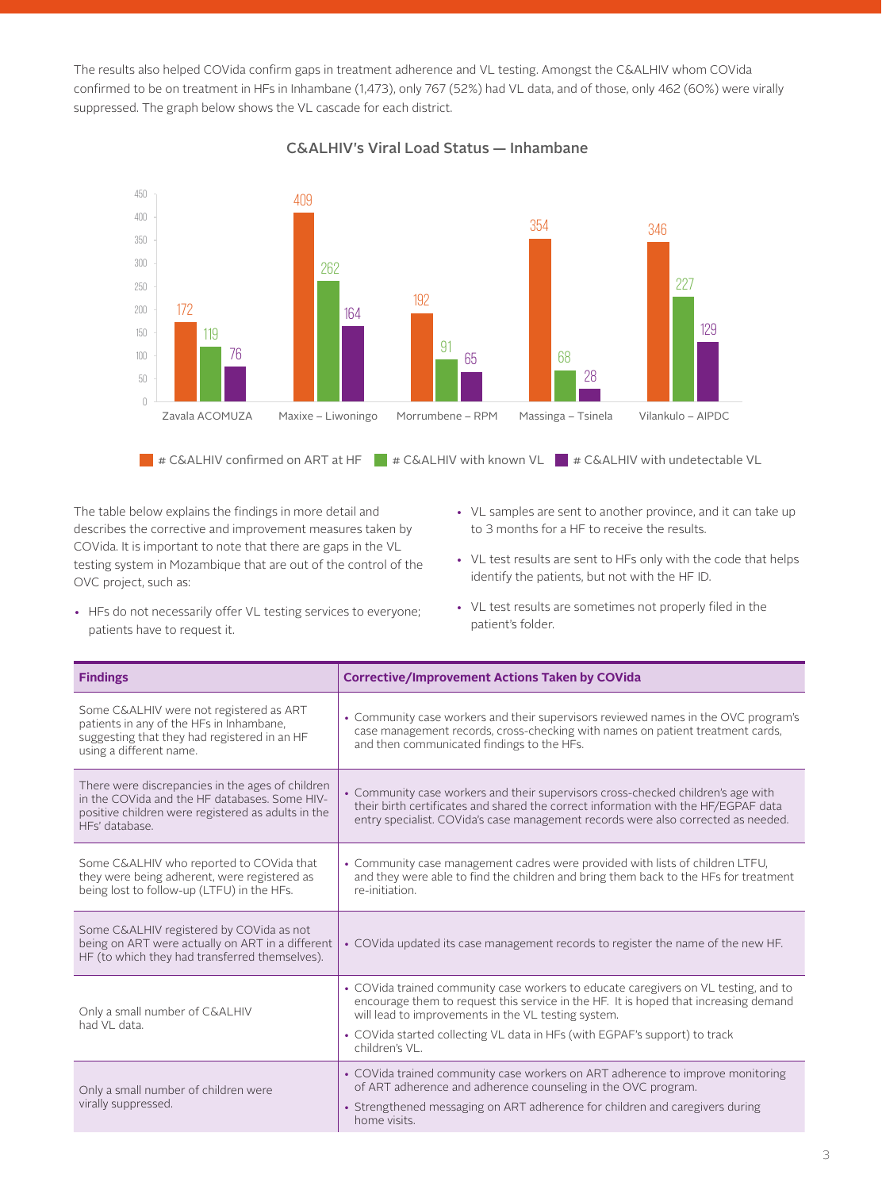The results also helped COVida confirm gaps in treatment adherence and VL testing. Amongst the C&ALHIV whom COVida confirmed to be on treatment in HFs in Inhambane (1,473), only 767 (52%) had VL data, and of those, only 462 (60%) were virally suppressed. The graph below shows the VL cascade for each district.

**C&ALHIV's Viral Load Status — Inhambane**

| District | # C&ALHIV confirmed on ART at HF | # C&ALHIV with known VL | # C&ALHIV with undetectable VL |
|---|---|---|---|
| Zavala ACOMUZA | 172 | 119 | 76 |
| Maxixe – Liwoningo | 409 | 262 | 164 |
| Morrumbene – RPM | 192 | 91 | 65 |
| Massinga – Tsinela | 354 | 68 | 28 |
| Vilankulo – AIPDC | 346 | 227 | 129 |

The table below explains the findings in more detail and describes the corrective and improvement measures taken by COVida. It is important to note that there are gaps in the VL testing system in Mozambique that are out of the control of the OVC project, such as:

- HFs do not necessarily offer VL testing services to everyone; patients have to request it.
- VL samples are sent to another province, and it can take up to 3 months for a HF to receive the results.
- VL test results are sent to HFs only with the code that helps identify the patients, but not with the HF ID.
- VL test results are sometimes not properly filed in the patient's folder.

| Findings | Corrective/Improvement Actions Taken by COVida |
|---|---|
| Some C&ALHIV were not registered as ART patients in any of the HFs in Inhambane, suggesting that they had registered in an HF using a different name. | • Community case workers and their supervisors reviewed names in the OVC program's case management records, cross-checking with names on patient treatment cards, and then communicated findings to the HFs. |
| There were discrepancies in the ages of children in the COVida and the HF databases. Some HIV-positive children were registered as adults in the HFs' database. | • Community case workers and their supervisors cross-checked children's age with their birth certificates and shared the correct information with the HF/EGPAF data entry specialist. COVida's case management records were also corrected as needed. |
| Some C&ALHIV who reported to COVida that they were being adherent, were registered as being lost to follow-up (LTFU) in the HFs. | • Community case management cadres were provided with lists of children LTFU, and they were able to find the children and bring them back to the HFs for treatment re-initiation. |
| Some C&ALHIV registered by COVida as not being on ART were actually on ART in a different HF (to which they had transferred themselves). | • COVida updated its case management records to register the name of the new HF. |
| Only a small number of C&ALHIV had VL data. | • COVida trained community case workers to educate caregivers on VL testing, and to encourage them to request this service in the HF. It is hoped that increasing demand will lead to improvements in the VL testing system.<br>• COVida started collecting VL data in HFs (with EGPAF's support) to track children's VL. |
| Only a small number of children were virally suppressed. | • COVida trained community case workers on ART adherence to improve monitoring of ART adherence and adherence counseling in the OVC program.<br>• Strengthened messaging on ART adherence for children and caregivers during home visits. |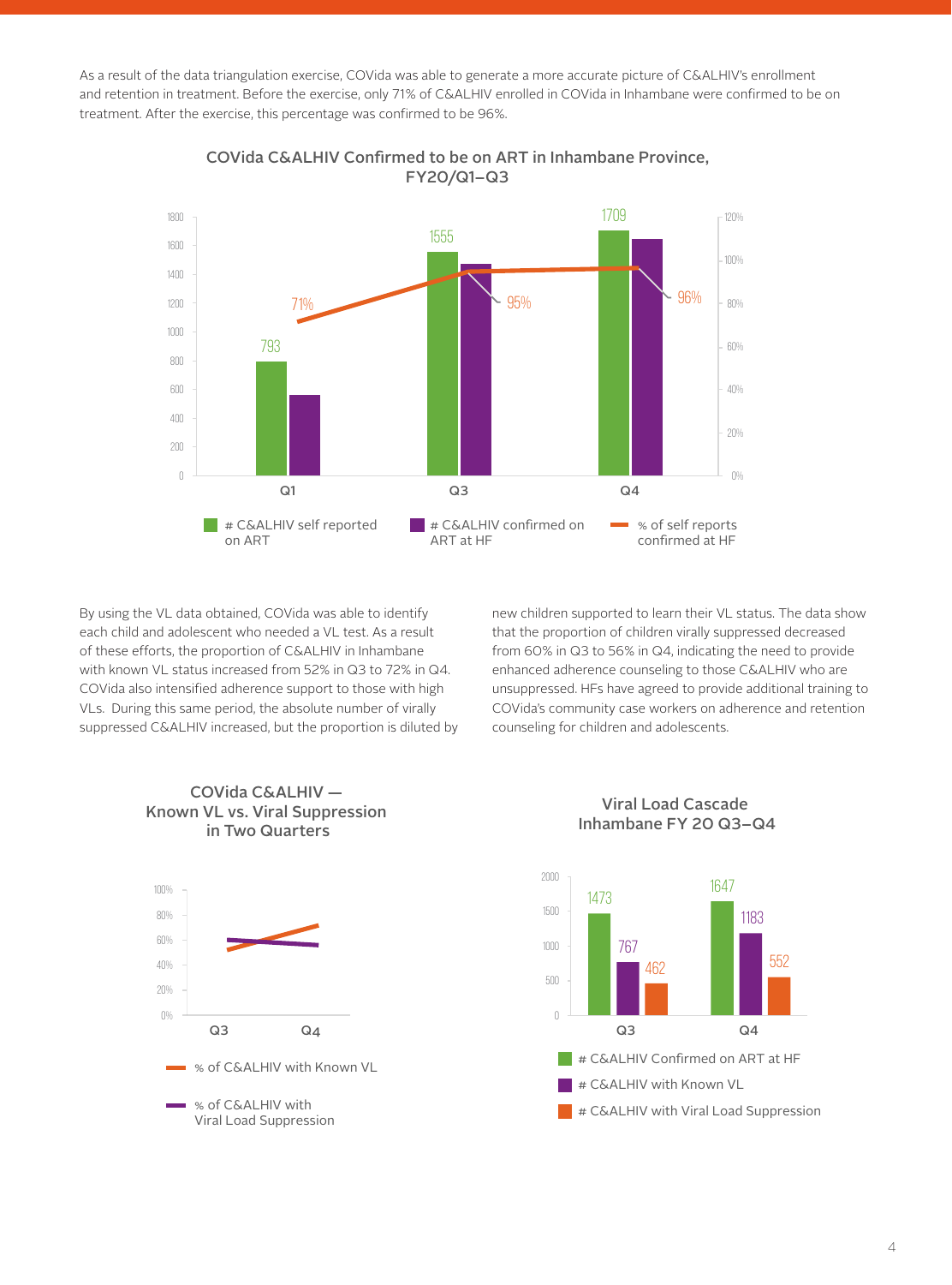As a result of the data triangulation exercise, COVida was able to generate a more accurate picture of C&ALHIV's enrollment and retention in treatment. Before the exercise, only 71% of C&ALHIV enrolled in COVida in Inhambane were confirmed to be on treatment. After the exercise, this percentage was confirmed to be 96%.

**COVida C&ALHIV Confirmed to be on ART in Inhambane Province, FY20/Q1–Q3**

| | # C&ALHIV self reported on ART | # C&ALHIV confirmed on ART at HF | % of self reports confirmed at HF |
|---|---|---|---|
| Q1 | 793 | | 71% |
| Q3 | 1555 | | 95% |
| Q4 | 1709 | | 96% |

By using the VL data obtained, COVida was able to identify each child and adolescent who needed a VL test. As a result of these efforts, the proportion of C&ALHIV in Inhambane with known VL status increased from 52% in Q3 to 72% in Q4. COVida also intensified adherence support to those with high VLs. During this same period, the absolute number of virally suppressed C&ALHIV increased, but the proportion is diluted by new children supported to learn their VL status. The data show that the proportion of children virally suppressed decreased from 60% in Q3 to 56% in Q4, indicating the need to provide enhanced adherence counseling to those C&ALHIV who are unsuppressed. HFs have agreed to provide additional training to COVida's community case workers on adherence and retention counseling for children and adolescents.

**COVida C&ALHIV — Known VL vs. Viral Suppression in Two Quarters**

| | % of C&ALHIV with Known VL | % of C&ALHIV with Viral Load Suppression |
|---|---|---|
| Q3 | 52% | 60% |
| Q4 | 72% | 56% |

**Viral Load Cascade Inhambane FY 20 Q3–Q4**

| | # C&ALHIV Confirmed on ART at HF | # C&ALHIV with Known VL | # C&ALHIV with Viral Load Suppression |
|---|---|---|---|
| Q3 | 1473 | 767 | 462 |
| Q4 | 1647 | 1183 | 552 |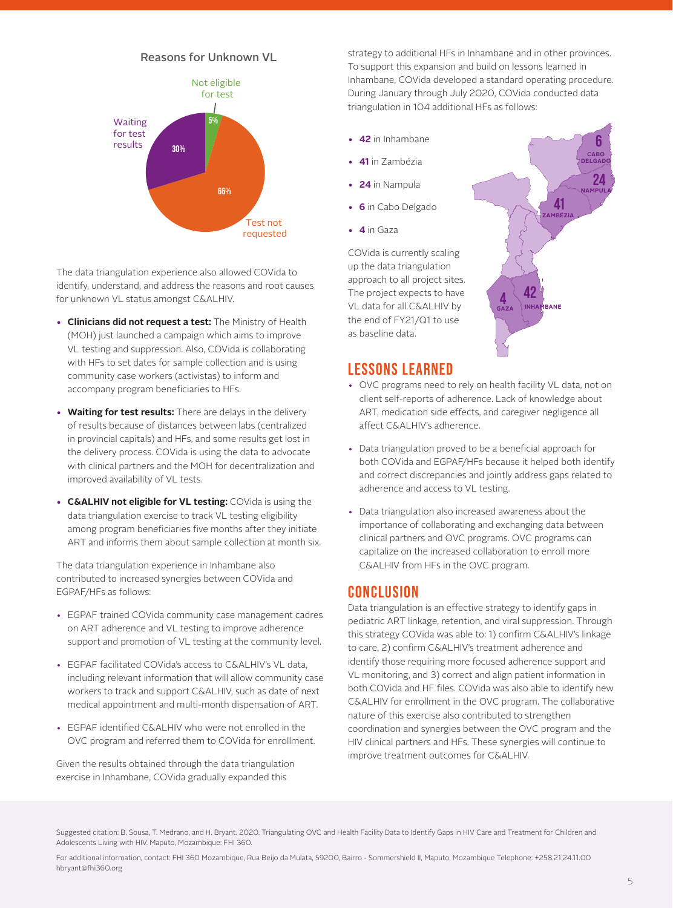Reasons for Unknown VL

Not eligible for test
5%
Waiting for test results
30%
66%
Test not requested

The data triangulation experience also allowed COVida to identify, understand, and address the reasons and root causes for unknown VL status amongst C&ALHIV.

- **Clinicians did not request a test:** The Ministry of Health (MOH) just launched a campaign which aims to improve VL testing and suppression. Also, COVida is collaborating with HFs to set dates for sample collection and is using community case workers (activistas) to inform and accompany program beneficiaries to HFs.
- **Waiting for test results:** There are delays in the delivery of results because of distances between labs (centralized in provincial capitals) and HFs, and some results get lost in the delivery process. COVida is using the data to advocate with clinical partners and the MOH for decentralization and improved availability of VL tests.
- **C&ALHIV not eligible for VL testing:** COVida is using the data triangulation exercise to track VL testing eligibility among program beneficiaries five months after they initiate ART and informs them about sample collection at month six.

The data triangulation experience in Inhambane also contributed to increased synergies between COVida and EGPAF/HFs as follows:

- EGPAF trained COVida community case management cadres on ART adherence and VL testing to improve adherence support and promotion of VL testing at the community level.
- EGPAF facilitated COVida's access to C&ALHIV's VL data, including relevant information that will allow community case workers to track and support C&ALHIV, such as date of next medical appointment and multi-month dispensation of ART.
- EGPAF identified C&ALHIV who were not enrolled in the OVC program and referred them to COVida for enrollment.

Given the results obtained through the data triangulation exercise in Inhambane, COVida gradually expanded this strategy to additional HFs in Inhambane and in other provinces. To support this expansion and build on lessons learned in Inhambane, COVida developed a standard operating procedure. During January through July 2020, COVida conducted data triangulation in 104 additional HFs as follows:

- **42** in Inhambane
- **41** in Zambézia
- **24** in Nampula
- **6** in Cabo Delgado
- **4** in Gaza

6
CABO DELGADO
24
NAMPULA
41
ZAMBÉZIA
4
GAZA
42
INHAMBANE

COVida is currently scaling up the data triangulation approach to all project sites. The project expects to have VL data for all C&ALHIV by the end of FY21/Q1 to use as baseline data.

## LESSONS LEARNED

- OVC programs need to rely on health facility VL data, not on client self-reports of adherence. Lack of knowledge about ART, medication side effects, and caregiver negligence all affect C&ALHIV's adherence.
- Data triangulation proved to be a beneficial approach for both COVida and EGPAF/HFs because it helped both identify and correct discrepancies and jointly address gaps related to adherence and access to VL testing.
- Data triangulation also increased awareness about the importance of collaborating and exchanging data between clinical partners and OVC programs. OVC programs can capitalize on the increased collaboration to enroll more C&ALHIV from HFs in the OVC program.

## CONCLUSION

Data triangulation is an effective strategy to identify gaps in pediatric ART linkage, retention, and viral suppression. Through this strategy COVida was able to: 1) confirm C&ALHIV's linkage to care, 2) confirm C&ALHIV's treatment adherence and identify those requiring more focused adherence support and VL monitoring, and 3) correct and align patient information in both COVida and HF files. COVida was also able to identify new C&ALHIV for enrollment in the OVC program. The collaborative nature of this exercise also contributed to strengthen coordination and synergies between the OVC program and the HIV clinical partners and HFs. These synergies will continue to improve treatment outcomes for C&ALHIV.

Suggested citation: B. Sousa, T. Medrano, and H. Bryant. 2020. Triangulating OVC and Health Facility Data to Identify Gaps in HIV Care and Treatment for Children and Adolescents Living with HIV. Maputo, Mozambique: FHI 360.

For additional information, contact: FHI 360 Mozambique, Rua Beijo da Mulata, 59200, Bairro - Sommershield II, Maputo, Mozambique Telephone: +258.21.24.11.00 hbryant@fhi360.org